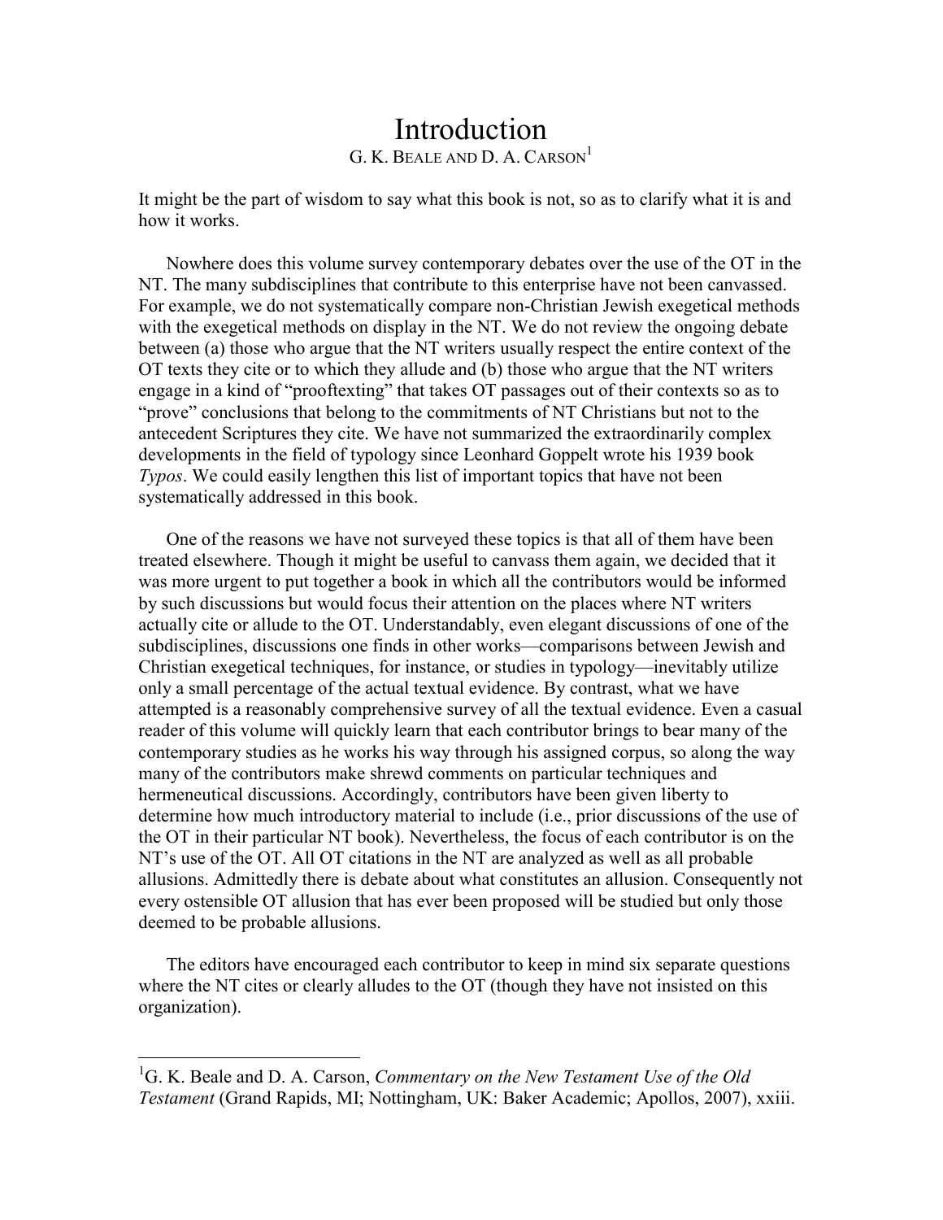# Introduction

G. K. BEALE AND D. A. CARSON[1]

It might be the part of wisdom to say what this book is not, so as to clarify what it is and how it works.

Nowhere does this volume survey contemporary debates over the use of the OT in the NT. The many subdisciplines that contribute to this enterprise have not been canvassed. For example, we do not systematically compare non-Christian Jewish exegetical methods with the exegetical methods on display in the NT. We do not review the ongoing debate between (a) those who argue that the NT writers usually respect the entire context of the OT texts they cite or to which they allude and (b) those who argue that the NT writers engage in a kind of "prooftexting" that takes OT passages out of their contexts so as to "prove" conclusions that belong to the commitments of NT Christians but not to the antecedent Scriptures they cite. We have not summarized the extraordinarily complex developments in the field of typology since Leonhard Goppelt wrote his 1939 book *Typos*. We could easily lengthen this list of important topics that have not been systematically addressed in this book.

One of the reasons we have not surveyed these topics is that all of them have been treated elsewhere. Though it might be useful to canvass them again, we decided that it was more urgent to put together a book in which all the contributors would be informed by such discussions but would focus their attention on the places where NT writers actually cite or allude to the OT. Understandably, even elegant discussions of one of the subdisciplines, discussions one finds in other works—comparisons between Jewish and Christian exegetical techniques, for instance, or studies in typology—inevitably utilize only a small percentage of the actual textual evidence. By contrast, what we have attempted is a reasonably comprehensive survey of all the textual evidence. Even a casual reader of this volume will quickly learn that each contributor brings to bear many of the contemporary studies as he works his way through his assigned corpus, so along the way many of the contributors make shrewd comments on particular techniques and hermeneutical discussions. Accordingly, contributors have been given liberty to determine how much introductory material to include (i.e., prior discussions of the use of the OT in their particular NT book). Nevertheless, the focus of each contributor is on the NT's use of the OT. All OT citations in the NT are analyzed as well as all probable allusions. Admittedly there is debate about what constitutes an allusion. Consequently not every ostensible OT allusion that has ever been proposed will be studied but only those deemed to be probable allusions.

The editors have encouraged each contributor to keep in mind six separate questions where the NT cites or clearly alludes to the OT (though they have not insisted on this organization).

---

[1] G. K. Beale and D. A. Carson, *Commentary on the New Testament Use of the Old Testament* (Grand Rapids, MI; Nottingham, UK: Baker Academic; Apollos, 2007), xxiii.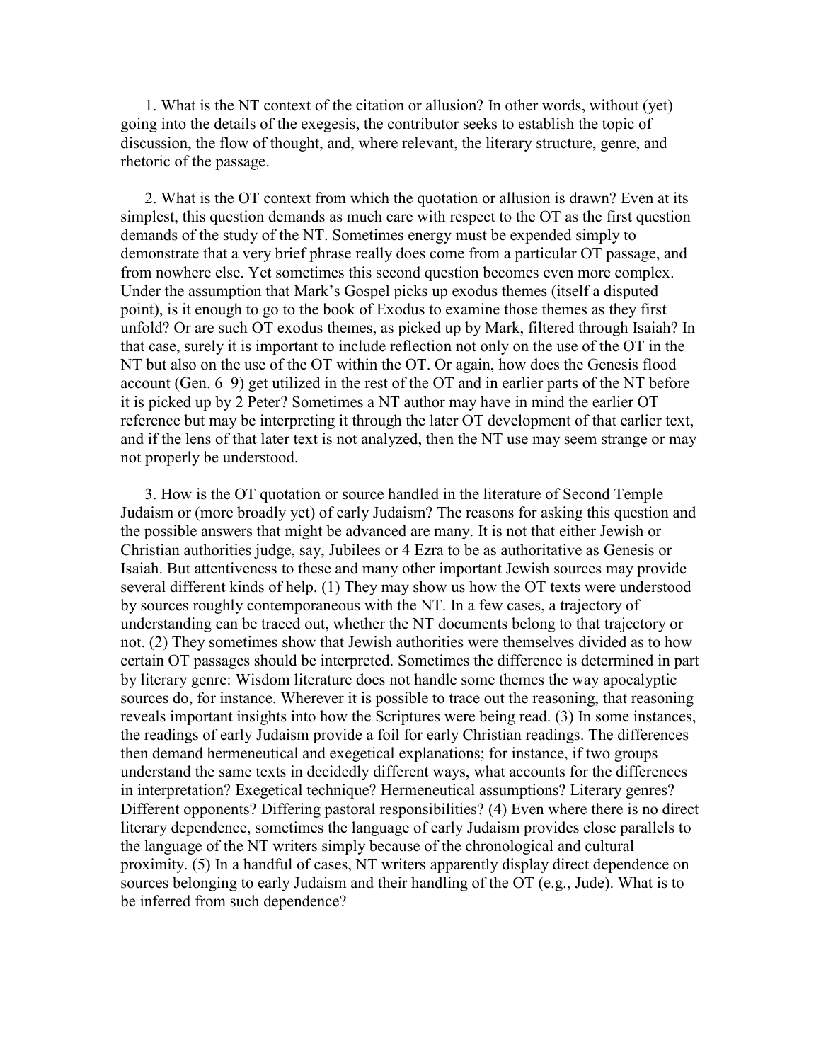1. What is the NT context of the citation or allusion? In other words, without (yet) going into the details of the exegesis, the contributor seeks to establish the topic of discussion, the flow of thought, and, where relevant, the literary structure, genre, and rhetoric of the passage.

2. What is the OT context from which the quotation or allusion is drawn? Even at its simplest, this question demands as much care with respect to the OT as the first question demands of the study of the NT. Sometimes energy must be expended simply to demonstrate that a very brief phrase really does come from a particular OT passage, and from nowhere else. Yet sometimes this second question becomes even more complex. Under the assumption that Mark's Gospel picks up exodus themes (itself a disputed point), is it enough to go to the book of Exodus to examine those themes as they first unfold? Or are such OT exodus themes, as picked up by Mark, filtered through Isaiah? In that case, surely it is important to include reflection not only on the use of the OT in the NT but also on the use of the OT within the OT. Or again, how does the Genesis flood account (Gen. 6–9) get utilized in the rest of the OT and in earlier parts of the NT before it is picked up by 2 Peter? Sometimes a NT author may have in mind the earlier OT reference but may be interpreting it through the later OT development of that earlier text, and if the lens of that later text is not analyzed, then the NT use may seem strange or may not properly be understood.

3. How is the OT quotation or source handled in the literature of Second Temple Judaism or (more broadly yet) of early Judaism? The reasons for asking this question and the possible answers that might be advanced are many. It is not that either Jewish or Christian authorities judge, say, Jubilees or 4 Ezra to be as authoritative as Genesis or Isaiah. But attentiveness to these and many other important Jewish sources may provide several different kinds of help. (1) They may show us how the OT texts were understood by sources roughly contemporaneous with the NT. In a few cases, a trajectory of understanding can be traced out, whether the NT documents belong to that trajectory or not. (2) They sometimes show that Jewish authorities were themselves divided as to how certain OT passages should be interpreted. Sometimes the difference is determined in part by literary genre: Wisdom literature does not handle some themes the way apocalyptic sources do, for instance. Wherever it is possible to trace out the reasoning, that reasoning reveals important insights into how the Scriptures were being read. (3) In some instances, the readings of early Judaism provide a foil for early Christian readings. The differences then demand hermeneutical and exegetical explanations; for instance, if two groups understand the same texts in decidedly different ways, what accounts for the differences in interpretation? Exegetical technique? Hermeneutical assumptions? Literary genres? Different opponents? Differing pastoral responsibilities? (4) Even where there is no direct literary dependence, sometimes the language of early Judaism provides close parallels to the language of the NT writers simply because of the chronological and cultural proximity. (5) In a handful of cases, NT writers apparently display direct dependence on sources belonging to early Judaism and their handling of the OT (e.g., Jude). What is to be inferred from such dependence?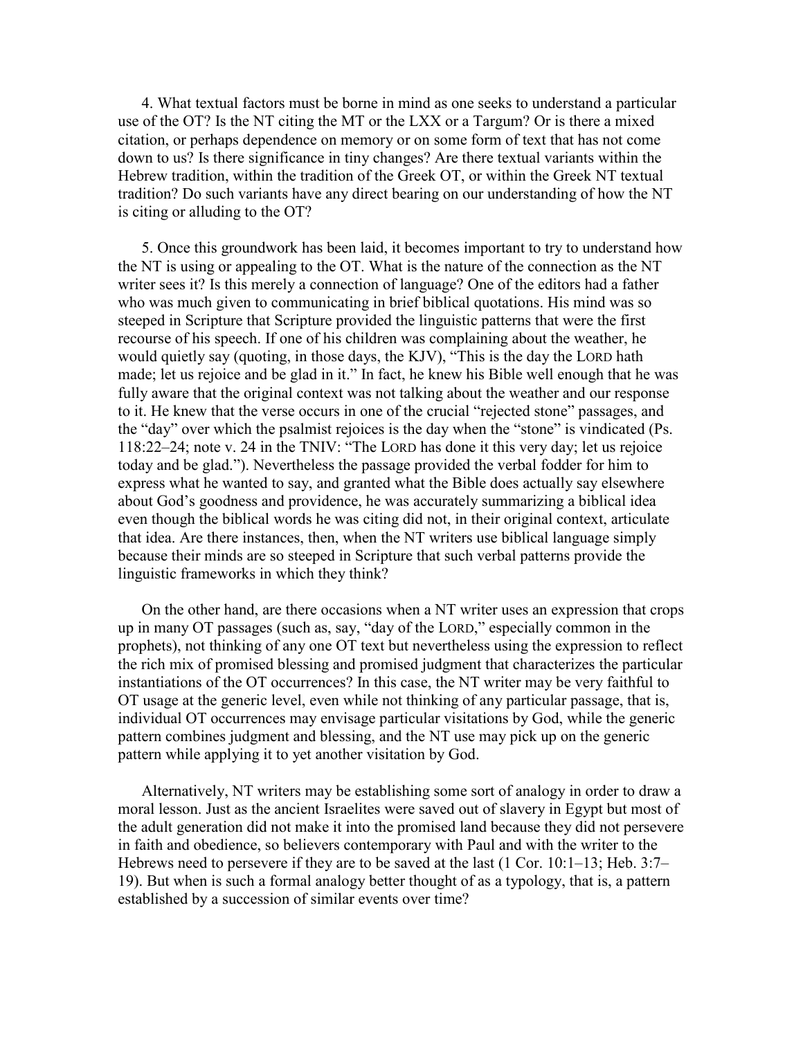4. What textual factors must be borne in mind as one seeks to understand a particular use of the OT? Is the NT citing the MT or the LXX or a Targum? Or is there a mixed citation, or perhaps dependence on memory or on some form of text that has not come down to us? Is there significance in tiny changes? Are there textual variants within the Hebrew tradition, within the tradition of the Greek OT, or within the Greek NT textual tradition? Do such variants have any direct bearing on our understanding of how the NT is citing or alluding to the OT?

5. Once this groundwork has been laid, it becomes important to try to understand how the NT is using or appealing to the OT. What is the nature of the connection as the NT writer sees it? Is this merely a connection of language? One of the editors had a father who was much given to communicating in brief biblical quotations. His mind was so steeped in Scripture that Scripture provided the linguistic patterns that were the first recourse of his speech. If one of his children was complaining about the weather, he would quietly say (quoting, in those days, the KJV), "This is the day the LORD hath made; let us rejoice and be glad in it." In fact, he knew his Bible well enough that he was fully aware that the original context was not talking about the weather and our response to it. He knew that the verse occurs in one of the crucial "rejected stone" passages, and the "day" over which the psalmist rejoices is the day when the "stone" is vindicated (Ps. 118:22–24; note v. 24 in the TNIV: "The LORD has done it this very day; let us rejoice today and be glad."). Nevertheless the passage provided the verbal fodder for him to express what he wanted to say, and granted what the Bible does actually say elsewhere about God's goodness and providence, he was accurately summarizing a biblical idea even though the biblical words he was citing did not, in their original context, articulate that idea. Are there instances, then, when the NT writers use biblical language simply because their minds are so steeped in Scripture that such verbal patterns provide the linguistic frameworks in which they think?

On the other hand, are there occasions when a NT writer uses an expression that crops up in many OT passages (such as, say, "day of the LORD," especially common in the prophets), not thinking of any one OT text but nevertheless using the expression to reflect the rich mix of promised blessing and promised judgment that characterizes the particular instantiations of the OT occurrences? In this case, the NT writer may be very faithful to OT usage at the generic level, even while not thinking of any particular passage, that is, individual OT occurrences may envisage particular visitations by God, while the generic pattern combines judgment and blessing, and the NT use may pick up on the generic pattern while applying it to yet another visitation by God.

Alternatively, NT writers may be establishing some sort of analogy in order to draw a moral lesson. Just as the ancient Israelites were saved out of slavery in Egypt but most of the adult generation did not make it into the promised land because they did not persevere in faith and obedience, so believers contemporary with Paul and with the writer to the Hebrews need to persevere if they are to be saved at the last (1 Cor. 10:1–13; Heb. 3:7–19). But when is such a formal analogy better thought of as a typology, that is, a pattern established by a succession of similar events over time?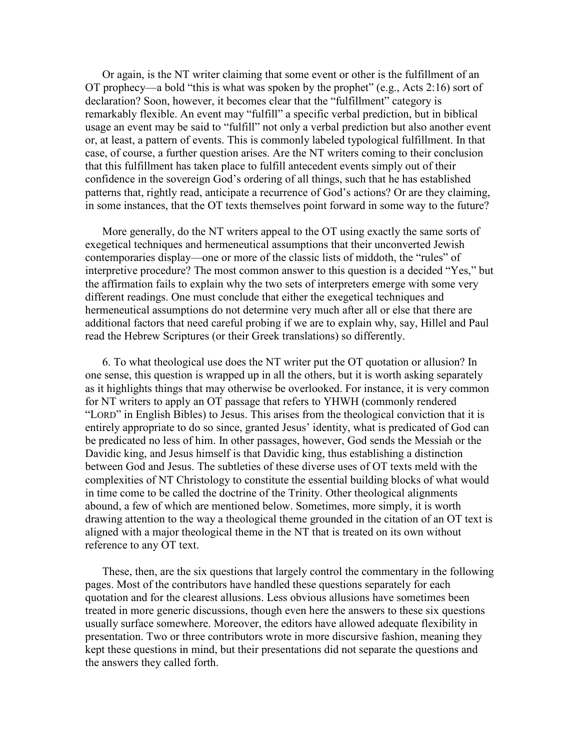Or again, is the NT writer claiming that some event or other is the fulfillment of an OT prophecy—a bold "this is what was spoken by the prophet" (e.g., Acts 2:16) sort of declaration? Soon, however, it becomes clear that the "fulfillment" category is remarkably flexible. An event may "fulfill" a specific verbal prediction, but in biblical usage an event may be said to "fulfill" not only a verbal prediction but also another event or, at least, a pattern of events. This is commonly labeled typological fulfillment. In that case, of course, a further question arises. Are the NT writers coming to their conclusion that this fulfillment has taken place to fulfill antecedent events simply out of their confidence in the sovereign God's ordering of all things, such that he has established patterns that, rightly read, anticipate a recurrence of God's actions? Or are they claiming, in some instances, that the OT texts themselves point forward in some way to the future?

More generally, do the NT writers appeal to the OT using exactly the same sorts of exegetical techniques and hermeneutical assumptions that their unconverted Jewish contemporaries display—one or more of the classic lists of middoth, the "rules" of interpretive procedure? The most common answer to this question is a decided "Yes," but the affirmation fails to explain why the two sets of interpreters emerge with some very different readings. One must conclude that either the exegetical techniques and hermeneutical assumptions do not determine very much after all or else that there are additional factors that need careful probing if we are to explain why, say, Hillel and Paul read the Hebrew Scriptures (or their Greek translations) so differently.

6. To what theological use does the NT writer put the OT quotation or allusion? In one sense, this question is wrapped up in all the others, but it is worth asking separately as it highlights things that may otherwise be overlooked. For instance, it is very common for NT writers to apply an OT passage that refers to YHWH (commonly rendered "LORD" in English Bibles) to Jesus. This arises from the theological conviction that it is entirely appropriate to do so since, granted Jesus' identity, what is predicated of God can be predicated no less of him. In other passages, however, God sends the Messiah or the Davidic king, and Jesus himself is that Davidic king, thus establishing a distinction between God and Jesus. The subtleties of these diverse uses of OT texts meld with the complexities of NT Christology to constitute the essential building blocks of what would in time come to be called the doctrine of the Trinity. Other theological alignments abound, a few of which are mentioned below. Sometimes, more simply, it is worth drawing attention to the way a theological theme grounded in the citation of an OT text is aligned with a major theological theme in the NT that is treated on its own without reference to any OT text.

These, then, are the six questions that largely control the commentary in the following pages. Most of the contributors have handled these questions separately for each quotation and for the clearest allusions. Less obvious allusions have sometimes been treated in more generic discussions, though even here the answers to these six questions usually surface somewhere. Moreover, the editors have allowed adequate flexibility in presentation. Two or three contributors wrote in more discursive fashion, meaning they kept these questions in mind, but their presentations did not separate the questions and the answers they called forth.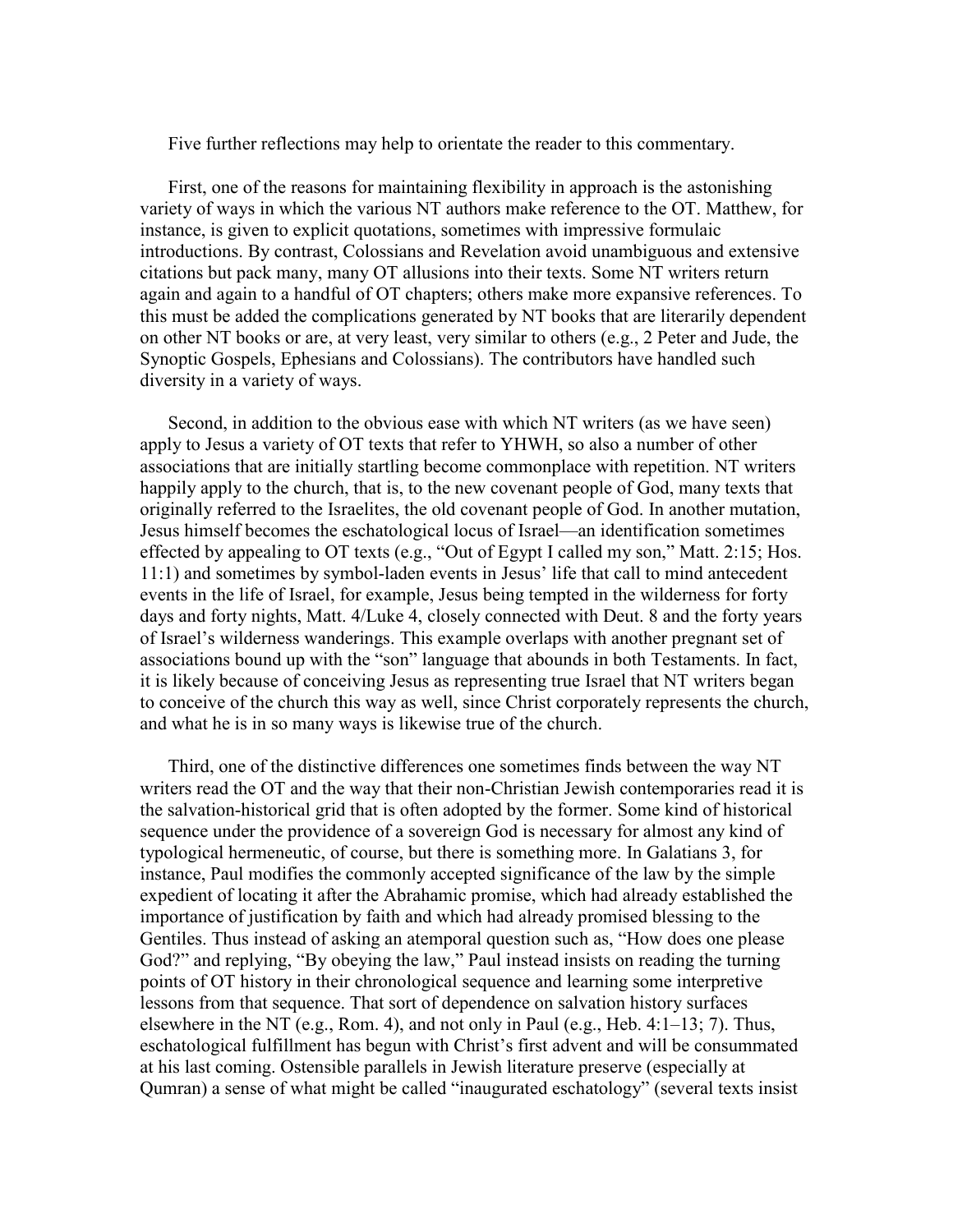Five further reflections may help to orientate the reader to this commentary.

First, one of the reasons for maintaining flexibility in approach is the astonishing variety of ways in which the various NT authors make reference to the OT. Matthew, for instance, is given to explicit quotations, sometimes with impressive formulaic introductions. By contrast, Colossians and Revelation avoid unambiguous and extensive citations but pack many, many OT allusions into their texts. Some NT writers return again and again to a handful of OT chapters; others make more expansive references. To this must be added the complications generated by NT books that are literarily dependent on other NT books or are, at very least, very similar to others (e.g., 2 Peter and Jude, the Synoptic Gospels, Ephesians and Colossians). The contributors have handled such diversity in a variety of ways.

Second, in addition to the obvious ease with which NT writers (as we have seen) apply to Jesus a variety of OT texts that refer to YHWH, so also a number of other associations that are initially startling become commonplace with repetition. NT writers happily apply to the church, that is, to the new covenant people of God, many texts that originally referred to the Israelites, the old covenant people of God. In another mutation, Jesus himself becomes the eschatological locus of Israel—an identification sometimes effected by appealing to OT texts (e.g., "Out of Egypt I called my son," Matt. 2:15; Hos. 11:1) and sometimes by symbol-laden events in Jesus' life that call to mind antecedent events in the life of Israel, for example, Jesus being tempted in the wilderness for forty days and forty nights, Matt. 4/Luke 4, closely connected with Deut. 8 and the forty years of Israel's wilderness wanderings. This example overlaps with another pregnant set of associations bound up with the "son" language that abounds in both Testaments. In fact, it is likely because of conceiving Jesus as representing true Israel that NT writers began to conceive of the church this way as well, since Christ corporately represents the church, and what he is in so many ways is likewise true of the church.

Third, one of the distinctive differences one sometimes finds between the way NT writers read the OT and the way that their non-Christian Jewish contemporaries read it is the salvation-historical grid that is often adopted by the former. Some kind of historical sequence under the providence of a sovereign God is necessary for almost any kind of typological hermeneutic, of course, but there is something more. In Galatians 3, for instance, Paul modifies the commonly accepted significance of the law by the simple expedient of locating it after the Abrahamic promise, which had already established the importance of justification by faith and which had already promised blessing to the Gentiles. Thus instead of asking an atemporal question such as, "How does one please God?" and replying, "By obeying the law," Paul instead insists on reading the turning points of OT history in their chronological sequence and learning some interpretive lessons from that sequence. That sort of dependence on salvation history surfaces elsewhere in the NT (e.g., Rom. 4), and not only in Paul (e.g., Heb. 4:1–13; 7). Thus, eschatological fulfillment has begun with Christ's first advent and will be consummated at his last coming. Ostensible parallels in Jewish literature preserve (especially at Qumran) a sense of what might be called "inaugurated eschatology" (several texts insist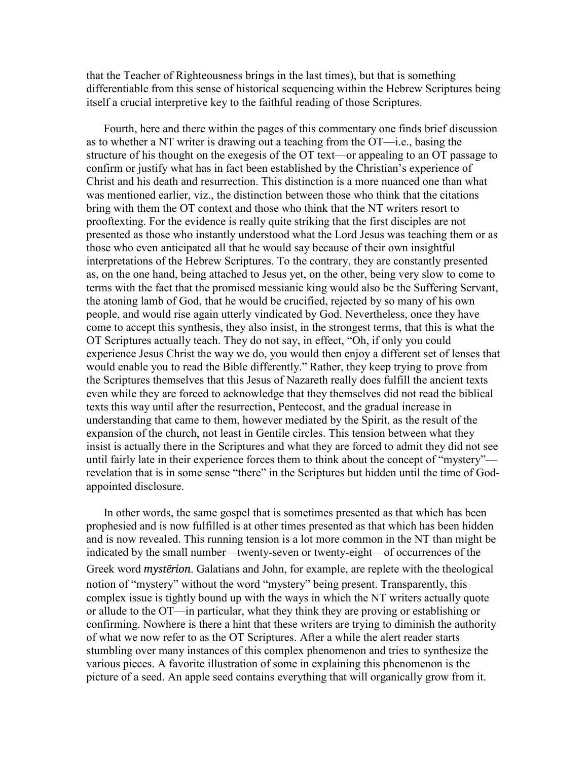that the Teacher of Righteousness brings in the last times), but that is something differentiable from this sense of historical sequencing within the Hebrew Scriptures being itself a crucial interpretive key to the faithful reading of those Scriptures.

Fourth, here and there within the pages of this commentary one finds brief discussion as to whether a NT writer is drawing out a teaching from the OT—i.e., basing the structure of his thought on the exegesis of the OT text—or appealing to an OT passage to confirm or justify what has in fact been established by the Christian's experience of Christ and his death and resurrection. This distinction is a more nuanced one than what was mentioned earlier, viz., the distinction between those who think that the citations bring with them the OT context and those who think that the NT writers resort to prooftexting. For the evidence is really quite striking that the first disciples are not presented as those who instantly understood what the Lord Jesus was teaching them or as those who even anticipated all that he would say because of their own insightful interpretations of the Hebrew Scriptures. To the contrary, they are constantly presented as, on the one hand, being attached to Jesus yet, on the other, being very slow to come to terms with the fact that the promised messianic king would also be the Suffering Servant, the atoning lamb of God, that he would be crucified, rejected by so many of his own people, and would rise again utterly vindicated by God. Nevertheless, once they have come to accept this synthesis, they also insist, in the strongest terms, that this is what the OT Scriptures actually teach. They do not say, in effect, "Oh, if only you could experience Jesus Christ the way we do, you would then enjoy a different set of lenses that would enable you to read the Bible differently." Rather, they keep trying to prove from the Scriptures themselves that this Jesus of Nazareth really does fulfill the ancient texts even while they are forced to acknowledge that they themselves did not read the biblical texts this way until after the resurrection, Pentecost, and the gradual increase in understanding that came to them, however mediated by the Spirit, as the result of the expansion of the church, not least in Gentile circles. This tension between what they insist is actually there in the Scriptures and what they are forced to admit they did not see until fairly late in their experience forces them to think about the concept of "mystery"—revelation that is in some sense "there" in the Scriptures but hidden until the time of God-appointed disclosure.

In other words, the same gospel that is sometimes presented as that which has been prophesied and is now fulfilled is at other times presented as that which has been hidden and is now revealed. This running tension is a lot more common in the NT than might be indicated by the small number—twenty-seven or twenty-eight—of occurrences of the Greek word *mystērion*. Galatians and John, for example, are replete with the theological notion of "mystery" without the word "mystery" being present. Transparently, this complex issue is tightly bound up with the ways in which the NT writers actually quote or allude to the OT—in particular, what they think they are proving or establishing or confirming. Nowhere is there a hint that these writers are trying to diminish the authority of what we now refer to as the OT Scriptures. After a while the alert reader starts stumbling over many instances of this complex phenomenon and tries to synthesize the various pieces. A favorite illustration of some in explaining this phenomenon is the picture of a seed. An apple seed contains everything that will organically grow from it.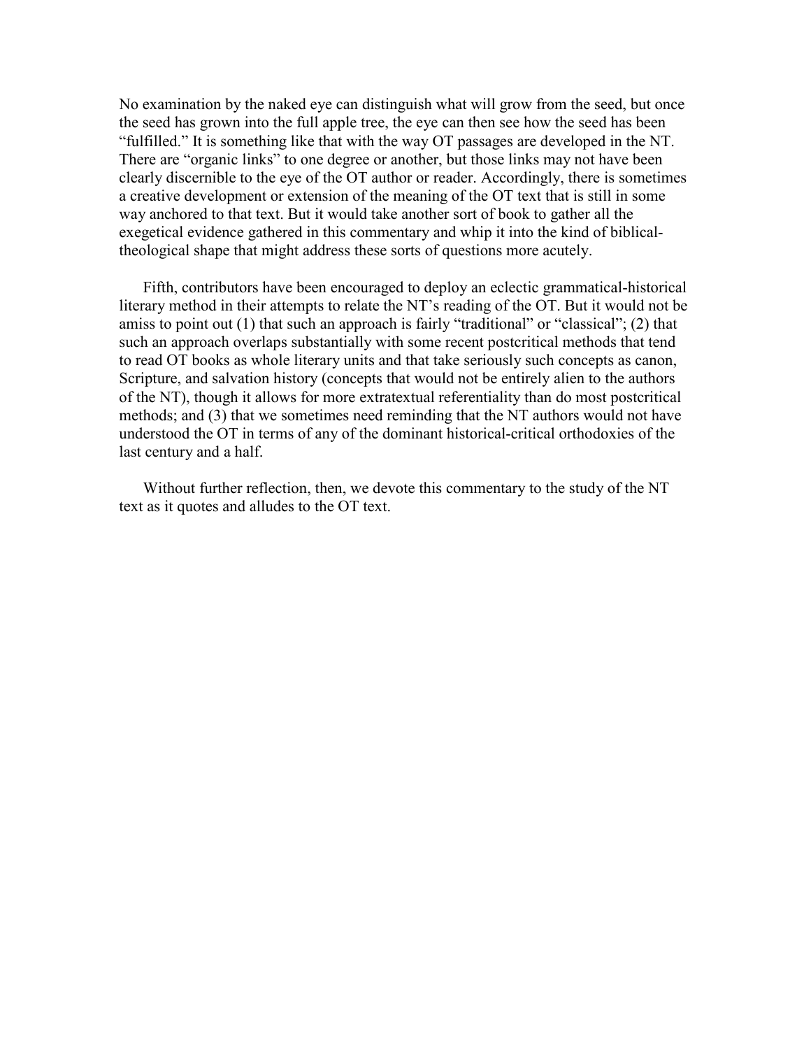No examination by the naked eye can distinguish what will grow from the seed, but once the seed has grown into the full apple tree, the eye can then see how the seed has been "fulfilled." It is something like that with the way OT passages are developed in the NT. There are "organic links" to one degree or another, but those links may not have been clearly discernible to the eye of the OT author or reader. Accordingly, there is sometimes a creative development or extension of the meaning of the OT text that is still in some way anchored to that text. But it would take another sort of book to gather all the exegetical evidence gathered in this commentary and whip it into the kind of biblical-theological shape that might address these sorts of questions more acutely.

Fifth, contributors have been encouraged to deploy an eclectic grammatical-historical literary method in their attempts to relate the NT's reading of the OT. But it would not be amiss to point out (1) that such an approach is fairly "traditional" or "classical"; (2) that such an approach overlaps substantially with some recent postcritical methods that tend to read OT books as whole literary units and that take seriously such concepts as canon, Scripture, and salvation history (concepts that would not be entirely alien to the authors of the NT), though it allows for more extratextual referentiality than do most postcritical methods; and (3) that we sometimes need reminding that the NT authors would not have understood the OT in terms of any of the dominant historical-critical orthodoxies of the last century and a half.

Without further reflection, then, we devote this commentary to the study of the NT text as it quotes and alludes to the OT text.